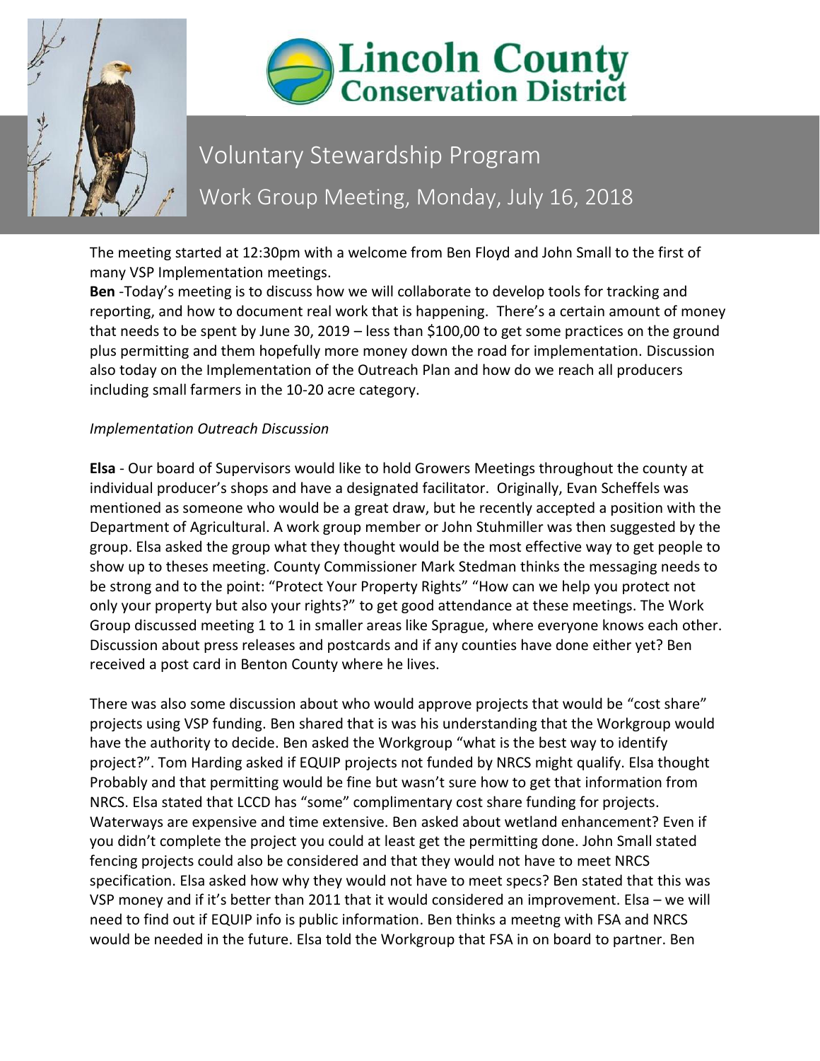Lincoln County Conservation District

# Voluntary Stewardship Program

## Work Group Meeting, Monday, July 16, 2018

The meeting started at 12:30pm with a welcome from Ben Floyd and John Small to the first of many VSP Implementation meetings.

**Ben** -Today's meeting is to discuss how we will collaborate to develop tools for tracking and reporting, and how to document real work that is happening. There's a certain amount of money that needs to be spent by June 30, 2019 – less than $100,00 to get some practices on the ground plus permitting and them hopefully more money down the road for implementation. Discussion also today on the Implementation of the Outreach Plan and how do we reach all producers including small farmers in the 10-20 acre category.

*Implementation Outreach Discussion*

**Elsa** - Our board of Supervisors would like to hold Growers Meetings throughout the county at individual producer's shops and have a designated facilitator. Originally, Evan Scheffels was mentioned as someone who would be a great draw, but he recently accepted a position with the Department of Agricultural. A work group member or John Stuhmiller was then suggested by the group. Elsa asked the group what they thought would be the most effective way to get people to show up to theses meeting. County Commissioner Mark Stedman thinks the messaging needs to be strong and to the point: "Protect Your Property Rights" "How can we help you protect not only your property but also your rights?" to get good attendance at these meetings. The Work Group discussed meeting 1 to 1 in smaller areas like Sprague, where everyone knows each other. Discussion about press releases and postcards and if any counties have done either yet? Ben received a post card in Benton County where he lives.

There was also some discussion about who would approve projects that would be "cost share" projects using VSP funding. Ben shared that is was his understanding that the Workgroup would have the authority to decide. Ben asked the Workgroup "what is the best way to identify project?". Tom Harding asked if EQUIP projects not funded by NRCS might qualify. Elsa thought Probably and that permitting would be fine but wasn't sure how to get that information from NRCS. Elsa stated that LCCD has "some" complimentary cost share funding for projects. Waterways are expensive and time extensive. Ben asked about wetland enhancement? Even if you didn't complete the project you could at least get the permitting done. John Small stated fencing projects could also be considered and that they would not have to meet NRCS specification. Elsa asked how why they would not have to meet specs? Ben stated that this was VSP money and if it's better than 2011 that it would considered an improvement. Elsa – we will need to find out if EQUIP info is public information. Ben thinks a meetng with FSA and NRCS would be needed in the future. Elsa told the Workgroup that FSA in on board to partner. Ben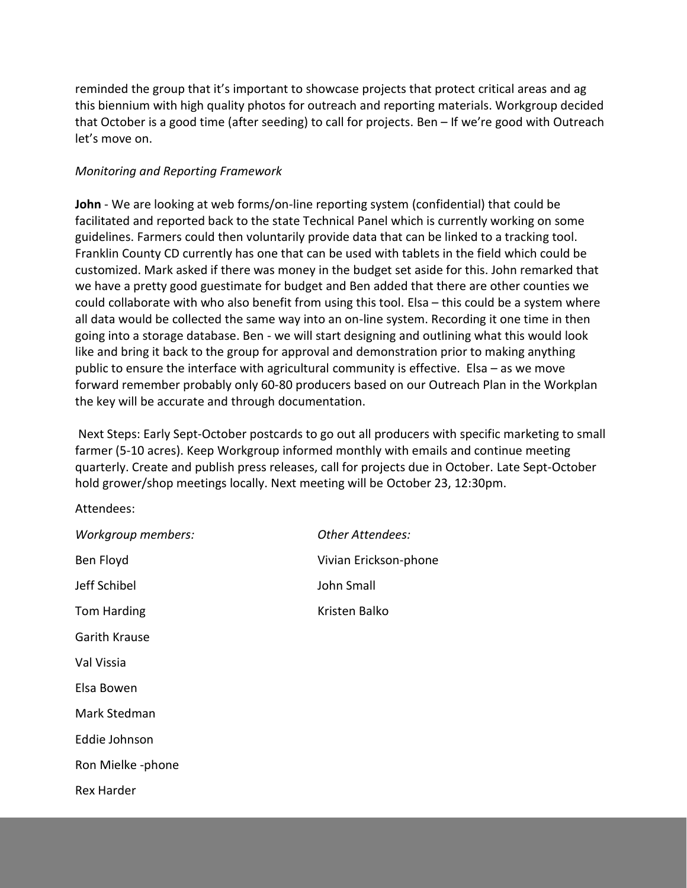reminded the group that it's important to showcase projects that protect critical areas and ag this biennium with high quality photos for outreach and reporting materials. Workgroup decided that October is a good time (after seeding) to call for projects. Ben – If we're good with Outreach let's move on.

*Monitoring and Reporting Framework*

**John** - We are looking at web forms/on-line reporting system (confidential) that could be facilitated and reported back to the state Technical Panel which is currently working on some guidelines. Farmers could then voluntarily provide data that can be linked to a tracking tool. Franklin County CD currently has one that can be used with tablets in the field which could be customized. Mark asked if there was money in the budget set aside for this. John remarked that we have a pretty good guestimate for budget and Ben added that there are other counties we could collaborate with who also benefit from using this tool. Elsa – this could be a system where all data would be collected the same way into an on-line system. Recording it one time in then going into a storage database. Ben - we will start designing and outlining what this would look like and bring it back to the group for approval and demonstration prior to making anything public to ensure the interface with agricultural community is effective. Elsa – as we move forward remember probably only 60-80 producers based on our Outreach Plan in the Workplan the key will be accurate and through documentation.

Next Steps: Early Sept-October postcards to go out all producers with specific marketing to small farmer (5-10 acres). Keep Workgroup informed monthly with emails and continue meeting quarterly. Create and publish press releases, call for projects due in October. Late Sept-October hold grower/shop meetings locally. Next meeting will be October 23, 12:30pm.

Attendees:

*Workgroup members:*

Ben Floyd

Jeff Schibel

Tom Harding

Garith Krause

Val Vissia

Elsa Bowen

Mark Stedman

Eddie Johnson

Ron Mielke -phone

Rex Harder

*Other Attendees:*

Vivian Erickson-phone

John Small

Kristen Balko